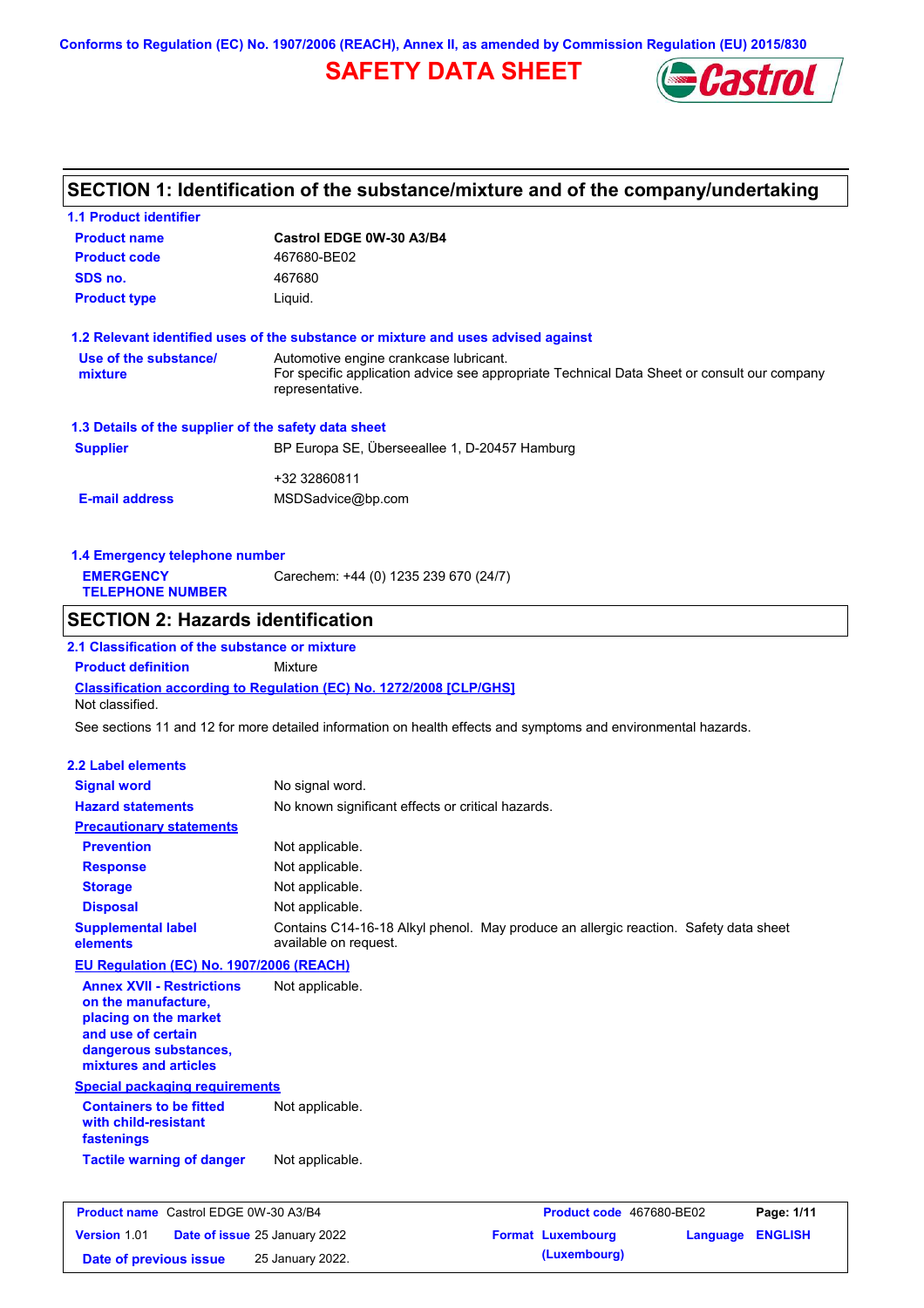Conforms to Regulation (EC) No. 1907/2006 (REACH), Annex II, as amended by Commission Regulation (EU) 2015/830

# SAFETY DATA SHEET

## SECTION 1: Identification of the substance/mixture and of the company/undertaking

### 1.1 Product identifier

| | |
|---|---|
| **Product name** | **Castrol EDGE 0W-30 A3/B4** |
| **Product code** | 467680-BE02 |
| **SDS no.** | 467680 |
| **Product type** | Liquid. |

### 1.2 Relevant identified uses of the substance or mixture and uses advised against

| | |
|---|---|
| **Use of the substance/ mixture** | Automotive engine crankcase lubricant. For specific application advice see appropriate Technical Data Sheet or consult our company representative. |

### 1.3 Details of the supplier of the safety data sheet

| | |
|---|---|
| **Supplier** | BP Europa SE, Überseeallee 1, D-20457 Hamburg |
| | +32 32860811 |
| **E-mail address** | MSDSadvice@bp.com |

### 1.4 Emergency telephone number

| | |
|---|---|
| **EMERGENCY TELEPHONE NUMBER** | Carechem: +44 (0) 1235 239 670 (24/7) |

## SECTION 2: Hazards identification

### 2.1 Classification of the substance or mixture

**Product definition** Mixture

**Classification according to Regulation (EC) No. 1272/2008 [CLP/GHS]**

Not classified.

See sections 11 and 12 for more detailed information on health effects and symptoms and environmental hazards.

### 2.2 Label elements

| | |
|---|---|
| **Signal word** | No signal word. |
| **Hazard statements** | No known significant effects or critical hazards. |
| **Precautionary statements** | |
| **Prevention** | Not applicable. |
| **Response** | Not applicable. |
| **Storage** | Not applicable. |
| **Disposal** | Not applicable. |
| **Supplemental label elements** | Contains C14-16-18 Alkyl phenol. May produce an allergic reaction. Safety data sheet available on request. |

**EU Regulation (EC) No. 1907/2006 (REACH)**

| | |
|---|---|
| **Annex XVII - Restrictions on the manufacture, placing on the market and use of certain dangerous substances, mixtures and articles** | Not applicable. |

**Special packaging requirements**

| | |
|---|---|
| **Containers to be fitted with child-resistant fastenings** | Not applicable. |
| **Tactile warning of danger** | Not applicable. |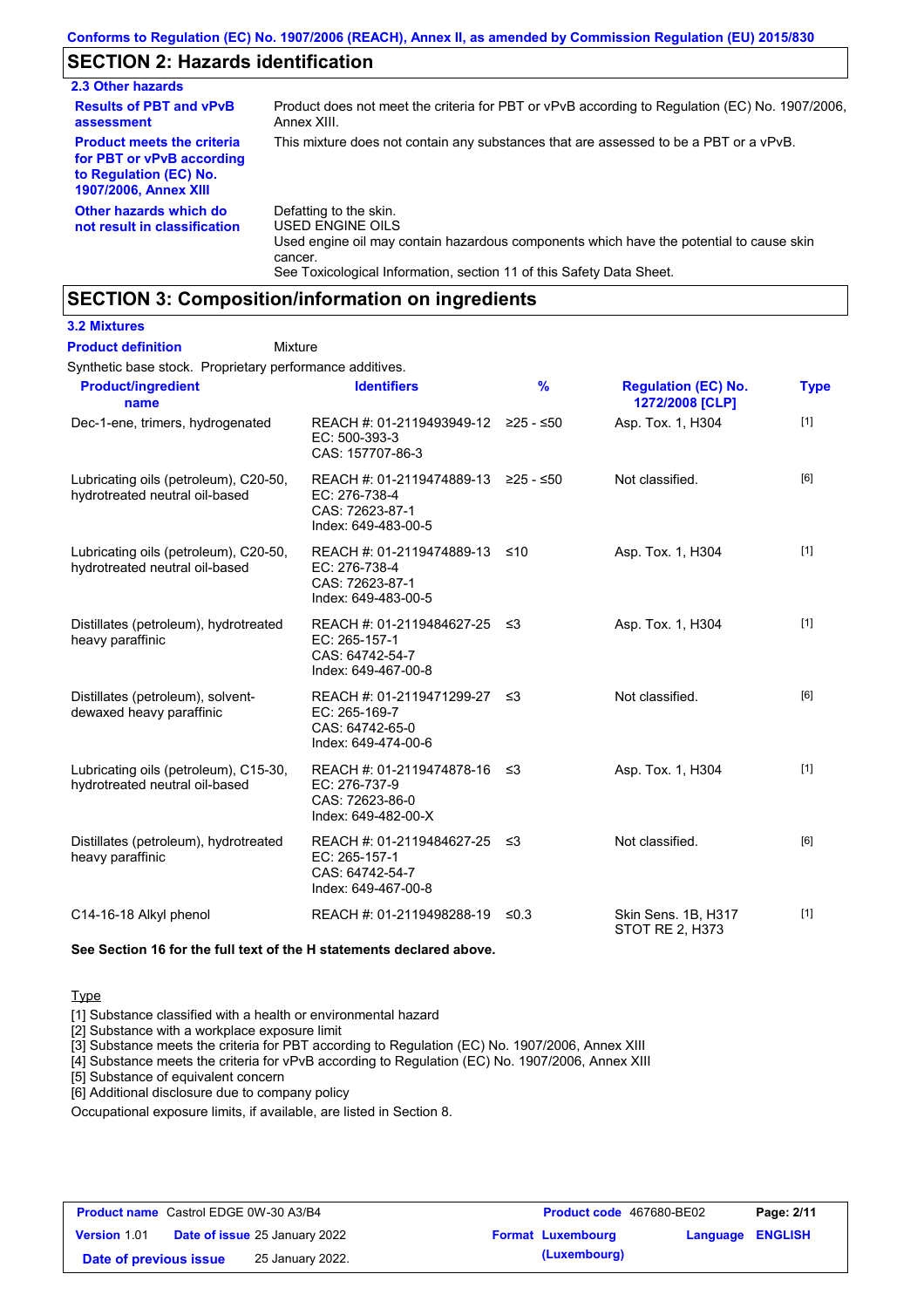## SECTION 2: Hazards identification

### 2.3 Other hazards

**Results of PBT and vPvB assessment**: Product does not meet the criteria for PBT or vPvB according to Regulation (EC) No. 1907/2006, Annex XIII.

**Product meets the criteria for PBT or vPvB according to Regulation (EC) No. 1907/2006, Annex XIII**: This mixture does not contain any substances that are assessed to be a PBT or a vPvB.

**Other hazards which do not result in classification**: Defatting to the skin.
USED ENGINE OILS
Used engine oil may contain hazardous components which have the potential to cause skin cancer.
See Toxicological Information, section 11 of this Safety Data Sheet.

## SECTION 3: Composition/information on ingredients

### 3.2 Mixtures

**Product definition**: Mixture

Synthetic base stock. Proprietary performance additives.

| Product/ingredient name | Identifiers | % | Regulation (EC) No. 1272/2008 [CLP] | Type |
|---|---|---|---|---|
| Dec-1-ene, trimers, hydrogenated | REACH #: 01-2119493949-12<br>EC: 500-393-3<br>CAS: 157707-86-3 | ≥25 - ≤50 | Asp. Tox. 1, H304 | [1] |
| Lubricating oils (petroleum), C20-50, hydrotreated neutral oil-based | REACH #: 01-2119474889-13<br>EC: 276-738-4<br>CAS: 72623-87-1<br>Index: 649-483-00-5 | ≥25 - ≤50 | Not classified. | [6] |
| Lubricating oils (petroleum), C20-50, hydrotreated neutral oil-based | REACH #: 01-2119474889-13<br>EC: 276-738-4<br>CAS: 72623-87-1<br>Index: 649-483-00-5 | ≤10 | Asp. Tox. 1, H304 | [1] |
| Distillates (petroleum), hydrotreated heavy paraffinic | REACH #: 01-2119484627-25<br>EC: 265-157-1<br>CAS: 64742-54-7<br>Index: 649-467-00-8 | ≤3 | Asp. Tox. 1, H304 | [1] |
| Distillates (petroleum), solvent-dewaxed heavy paraffinic | REACH #: 01-2119471299-27<br>EC: 265-169-7<br>CAS: 64742-65-0<br>Index: 649-474-00-6 | ≤3 | Not classified. | [6] |
| Lubricating oils (petroleum), C15-30, hydrotreated neutral oil-based | REACH #: 01-2119474878-16<br>EC: 276-737-9<br>CAS: 72623-86-0<br>Index: 649-482-00-X | ≤3 | Asp. Tox. 1, H304 | [1] |
| Distillates (petroleum), hydrotreated heavy paraffinic | REACH #: 01-2119484627-25<br>EC: 265-157-1<br>CAS: 64742-54-7<br>Index: 649-467-00-8 | ≤3 | Not classified. | [6] |
| C14-16-18 Alkyl phenol | REACH #: 01-2119498288-19 | ≤0.3 | Skin Sens. 1B, H317<br>STOT RE 2, H373 | [1] |

**See Section 16 for the full text of the H statements declared above.**

Type

[1] Substance classified with a health or environmental hazard
[2] Substance with a workplace exposure limit
[3] Substance meets the criteria for PBT according to Regulation (EC) No. 1907/2006, Annex XIII
[4] Substance meets the criteria for vPvB according to Regulation (EC) No. 1907/2006, Annex XIII
[5] Substance of equivalent concern
[6] Additional disclosure due to company policy

Occupational exposure limits, if available, are listed in Section 8.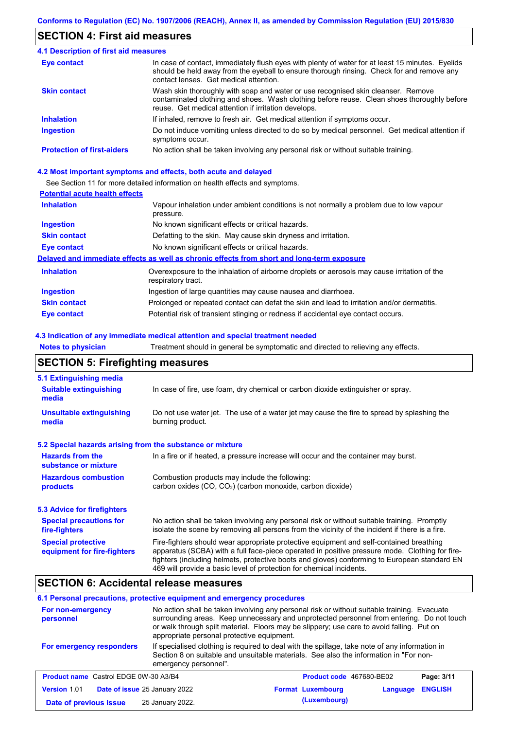## SECTION 4: First aid measures

### 4.1 Description of first aid measures

| | |
|---|---|
| **Eye contact** | In case of contact, immediately flush eyes with plenty of water for at least 15 minutes. Eyelids should be held away from the eyeball to ensure thorough rinsing. Check for and remove any contact lenses. Get medical attention. |
| **Skin contact** | Wash skin thoroughly with soap and water or use recognised skin cleanser. Remove contaminated clothing and shoes. Wash clothing before reuse. Clean shoes thoroughly before reuse. Get medical attention if irritation develops. |
| **Inhalation** | If inhaled, remove to fresh air. Get medical attention if symptoms occur. |
| **Ingestion** | Do not induce vomiting unless directed to do so by medical personnel. Get medical attention if symptoms occur. |
| **Protection of first-aiders** | No action shall be taken involving any personal risk or without suitable training. |

### 4.2 Most important symptoms and effects, both acute and delayed

See Section 11 for more detailed information on health effects and symptoms.

**Potential acute health effects**

| | |
|---|---|
| **Inhalation** | Vapour inhalation under ambient conditions is not normally a problem due to low vapour pressure. |
| **Ingestion** | No known significant effects or critical hazards. |
| **Skin contact** | Defatting to the skin. May cause skin dryness and irritation. |
| **Eye contact** | No known significant effects or critical hazards. |

**Delayed and immediate effects as well as chronic effects from short and long-term exposure**

| | |
|---|---|
| **Inhalation** | Overexposure to the inhalation of airborne droplets or aerosols may cause irritation of the respiratory tract. |
| **Ingestion** | Ingestion of large quantities may cause nausea and diarrhoea. |
| **Skin contact** | Prolonged or repeated contact can defat the skin and lead to irritation and/or dermatitis. |
| **Eye contact** | Potential risk of transient stinging or redness if accidental eye contact occurs. |

### 4.3 Indication of any immediate medical attention and special treatment needed

| | |
|---|---|
| **Notes to physician** | Treatment should in general be symptomatic and directed to relieving any effects. |

## SECTION 5: Firefighting measures

### 5.1 Extinguishing media

| | |
|---|---|
| **Suitable extinguishing media** | In case of fire, use foam, dry chemical or carbon dioxide extinguisher or spray. |
| **Unsuitable extinguishing media** | Do not use water jet. The use of a water jet may cause the fire to spread by splashing the burning product. |

### 5.2 Special hazards arising from the substance or mixture

| | |
|---|---|
| **Hazards from the substance or mixture** | In a fire or if heated, a pressure increase will occur and the container may burst. |
| **Hazardous combustion products** | Combustion products may include the following: carbon oxides (CO, $CO_2$) (carbon monoxide, carbon dioxide) |

### 5.3 Advice for firefighters

| | |
|---|---|
| **Special precautions for fire-fighters** | No action shall be taken involving any personal risk or without suitable training. Promptly isolate the scene by removing all persons from the vicinity of the incident if there is a fire. |
| **Special protective equipment for fire-fighters** | Fire-fighters should wear appropriate protective equipment and self-contained breathing apparatus (SCBA) with a full face-piece operated in positive pressure mode. Clothing for fire-fighters (including helmets, protective boots and gloves) conforming to European standard EN 469 will provide a basic level of protection for chemical incidents. |

## SECTION 6: Accidental release measures

### 6.1 Personal precautions, protective equipment and emergency procedures

| | |
|---|---|
| **For non-emergency personnel** | No action shall be taken involving any personal risk or without suitable training. Evacuate surrounding areas. Keep unnecessary and unprotected personnel from entering. Do not touch or walk through spilt material. Floors may be slippery; use care to avoid falling. Put on appropriate personal protective equipment. |
| **For emergency responders** | If specialised clothing is required to deal with the spillage, take note of any information in Section 8 on suitable and unsuitable materials. See also the information in "For non-emergency personnel". |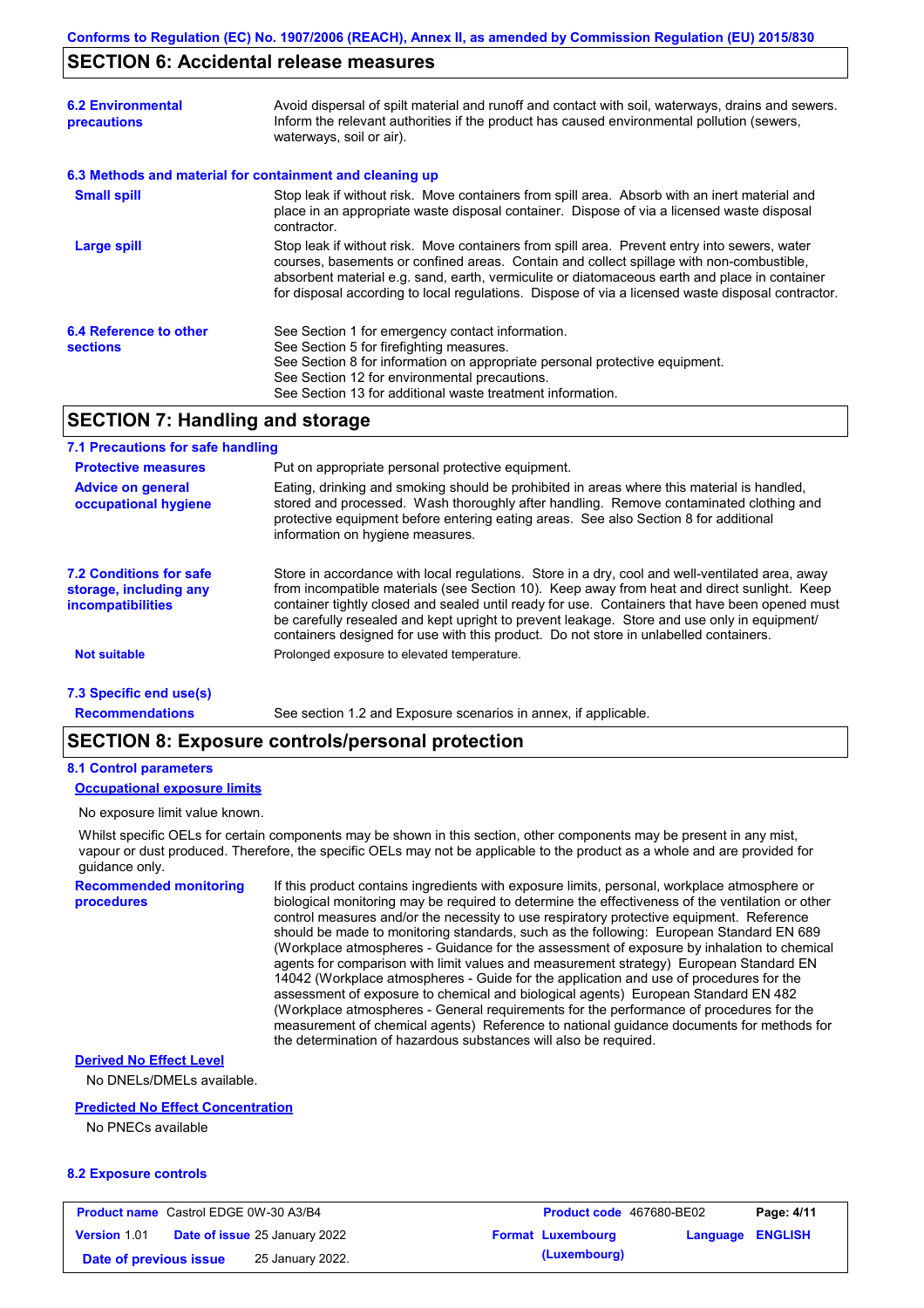## SECTION 6: Accidental release measures

| | |
|---|---|
| **6.2 Environmental precautions** | Avoid dispersal of spilt material and runoff and contact with soil, waterways, drains and sewers. Inform the relevant authorities if the product has caused environmental pollution (sewers, waterways, soil or air). |

**6.3 Methods and material for containment and cleaning up**

| | |
|---|---|
| **Small spill** | Stop leak if without risk. Move containers from spill area. Absorb with an inert material and place in an appropriate waste disposal container. Dispose of via a licensed waste disposal contractor. |
| **Large spill** | Stop leak if without risk. Move containers from spill area. Prevent entry into sewers, water courses, basements or confined areas. Contain and collect spillage with non-combustible, absorbent material e.g. sand, earth, vermiculite or diatomaceous earth and place in container for disposal according to local regulations. Dispose of via a licensed waste disposal contractor. |
| **6.4 Reference to other sections** | See Section 1 for emergency contact information.<br>See Section 5 for firefighting measures.<br>See Section 8 for information on appropriate personal protective equipment.<br>See Section 12 for environmental precautions.<br>See Section 13 for additional waste treatment information. |

## SECTION 7: Handling and storage

**7.1 Precautions for safe handling**

| | |
|---|---|
| **Protective measures** | Put on appropriate personal protective equipment. |
| **Advice on general occupational hygiene** | Eating, drinking and smoking should be prohibited in areas where this material is handled, stored and processed. Wash thoroughly after handling. Remove contaminated clothing and protective equipment before entering eating areas. See also Section 8 for additional information on hygiene measures. |
| **7.2 Conditions for safe storage, including any incompatibilities** | Store in accordance with local regulations. Store in a dry, cool and well-ventilated area, away from incompatible materials (see Section 10). Keep away from heat and direct sunlight. Keep container tightly closed and sealed until ready for use. Containers that have been opened must be carefully resealed and kept upright to prevent leakage. Store and use only in equipment/ containers designed for use with this product. Do not store in unlabelled containers. |
| **Not suitable** | Prolonged exposure to elevated temperature. |

**7.3 Specific end use(s)**

| | |
|---|---|
| **Recommendations** | See section 1.2 and Exposure scenarios in annex, if applicable. |

## SECTION 8: Exposure controls/personal protection

**8.1 Control parameters**

**Occupational exposure limits**

No exposure limit value known.

Whilst specific OELs for certain components may be shown in this section, other components may be present in any mist, vapour or dust produced. Therefore, the specific OELs may not be applicable to the product as a whole and are provided for guidance only.

| | |
|---|---|
| **Recommended monitoring procedures** | If this product contains ingredients with exposure limits, personal, workplace atmosphere or biological monitoring may be required to determine the effectiveness of the ventilation or other control measures and/or the necessity to use respiratory protective equipment. Reference should be made to monitoring standards, such as the following: European Standard EN 689 (Workplace atmospheres - Guidance for the assessment of exposure by inhalation to chemical agents for comparison with limit values and measurement strategy) European Standard EN 14042 (Workplace atmospheres - Guide for the application and use of procedures for the assessment of exposure to chemical and biological agents) European Standard EN 482 (Workplace atmospheres - General requirements for the performance of procedures for the measurement of chemical agents) Reference to national guidance documents for methods for the determination of hazardous substances will also be required. |

**Derived No Effect Level**

No DNELs/DMELs available.

**Predicted No Effect Concentration**

No PNECs available

**8.2 Exposure controls**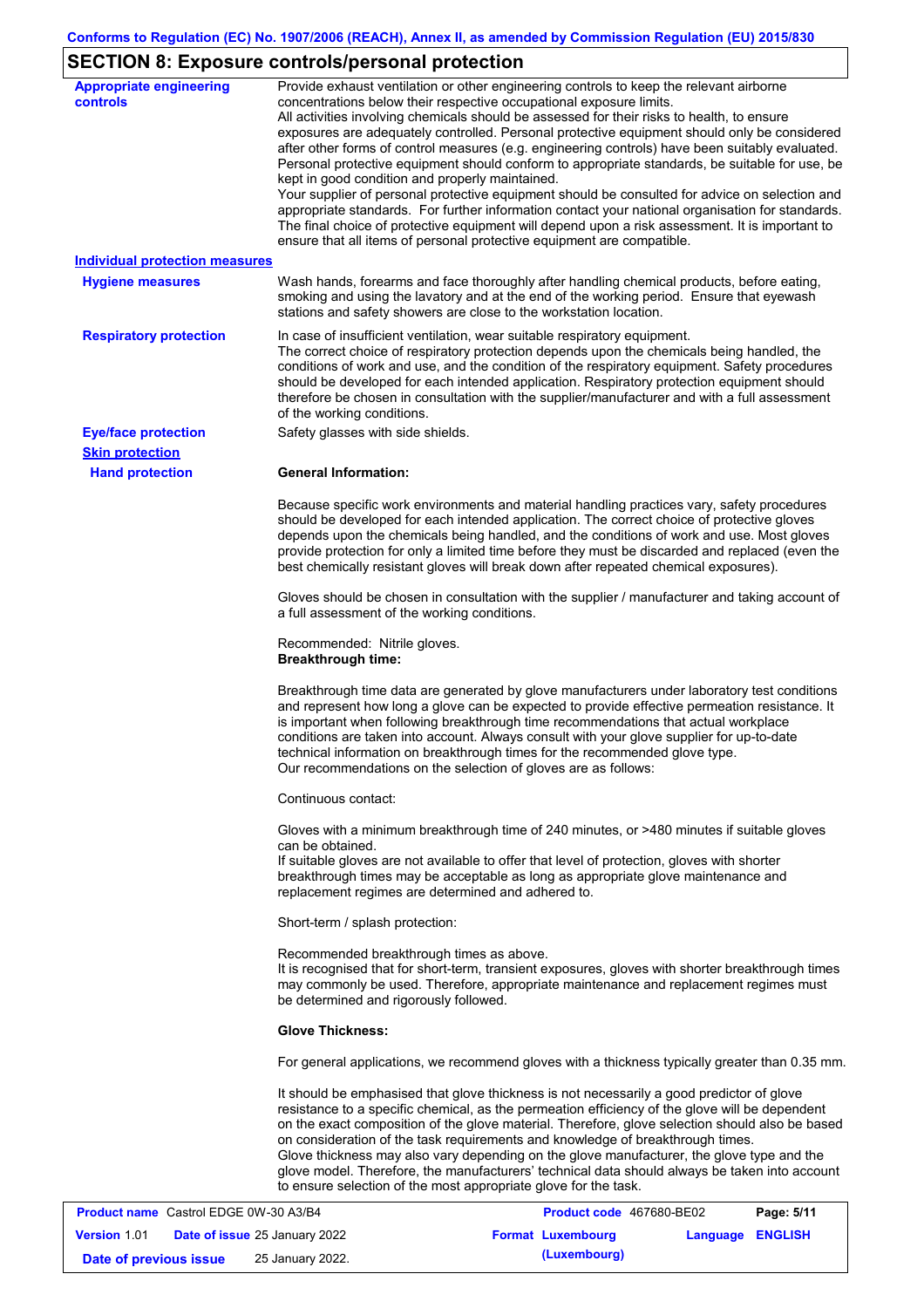## SECTION 8: Exposure controls/personal protection

**Appropriate engineering controls**

Provide exhaust ventilation or other engineering controls to keep the relevant airborne concentrations below their respective occupational exposure limits.
All activities involving chemicals should be assessed for their risks to health, to ensure exposures are adequately controlled. Personal protective equipment should only be considered after other forms of control measures (e.g. engineering controls) have been suitably evaluated. Personal protective equipment should conform to appropriate standards, be suitable for use, be kept in good condition and properly maintained.
Your supplier of personal protective equipment should be consulted for advice on selection and appropriate standards. For further information contact your national organisation for standards. The final choice of protective equipment will depend upon a risk assessment. It is important to ensure that all items of personal protective equipment are compatible.

### Individual protection measures

**Hygiene measures**

Wash hands, forearms and face thoroughly after handling chemical products, before eating, smoking and using the lavatory and at the end of the working period. Ensure that eyewash stations and safety showers are close to the workstation location.

**Respiratory protection**

In case of insufficient ventilation, wear suitable respiratory equipment.
The correct choice of respiratory protection depends upon the chemicals being handled, the conditions of work and use, and the condition of the respiratory equipment. Safety procedures should be developed for each intended application. Respiratory protection equipment should therefore be chosen in consultation with the supplier/manufacturer and with a full assessment of the working conditions.

**Eye/face protection**

Safety glasses with side shields.

**Skin protection**

**Hand protection**

**General Information:**

Because specific work environments and material handling practices vary, safety procedures should be developed for each intended application. The correct choice of protective gloves depends upon the chemicals being handled, and the conditions of work and use. Most gloves provide protection for only a limited time before they must be discarded and replaced (even the best chemically resistant gloves will break down after repeated chemical exposures).

Gloves should be chosen in consultation with the supplier / manufacturer and taking account of a full assessment of the working conditions.

Recommended: Nitrile gloves.
**Breakthrough time:**

Breakthrough time data are generated by glove manufacturers under laboratory test conditions and represent how long a glove can be expected to provide effective permeation resistance. It is important when following breakthrough time recommendations that actual workplace conditions are taken into account. Always consult with your glove supplier for up-to-date technical information on breakthrough times for the recommended glove type.
Our recommendations on the selection of gloves are as follows:

Continuous contact:

Gloves with a minimum breakthrough time of 240 minutes, or >480 minutes if suitable gloves can be obtained.
If suitable gloves are not available to offer that level of protection, gloves with shorter breakthrough times may be acceptable as long as appropriate glove maintenance and replacement regimes are determined and adhered to.

Short-term / splash protection:

Recommended breakthrough times as above.
It is recognised that for short-term, transient exposures, gloves with shorter breakthrough times may commonly be used. Therefore, appropriate maintenance and replacement regimes must be determined and rigorously followed.

**Glove Thickness:**

For general applications, we recommend gloves with a thickness typically greater than 0.35 mm.

It should be emphasised that glove thickness is not necessarily a good predictor of glove resistance to a specific chemical, as the permeation efficiency of the glove will be dependent on the exact composition of the glove material. Therefore, glove selection should also be based on consideration of the task requirements and knowledge of breakthrough times.
Glove thickness may also vary depending on the glove manufacturer, the glove type and the glove model. Therefore, the manufacturers' technical data should always be taken into account to ensure selection of the most appropriate glove for the task.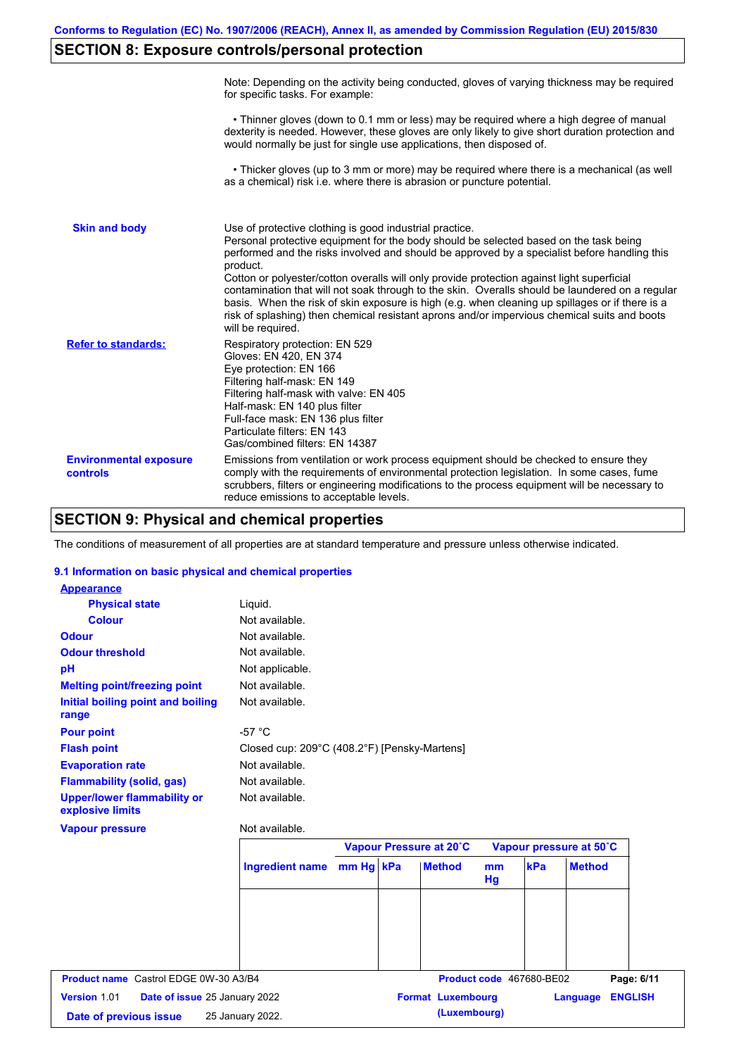Conforms to Regulation (EC) No. 1907/2006 (REACH), Annex II, as amended by Commission Regulation (EU) 2015/830

## SECTION 8: Exposure controls/personal protection

Note: Depending on the activity being conducted, gloves of varying thickness may be required for specific tasks. For example:

- Thinner gloves (down to 0.1 mm or less) may be required where a high degree of manual dexterity is needed. However, these gloves are only likely to give short duration protection and would normally be just for single use applications, then disposed of.

- Thicker gloves (up to 3 mm or more) may be required where there is a mechanical (as well as a chemical) risk i.e. where there is abrasion or puncture potential.

**Skin and body**

Use of protective clothing is good industrial practice.
Personal protective equipment for the body should be selected based on the task being performed and the risks involved and should be approved by a specialist before handling this product.
Cotton or polyester/cotton overalls will only provide protection against light superficial contamination that will not soak through to the skin. Overalls should be laundered on a regular basis. When the risk of skin exposure is high (e.g. when cleaning up spillages or if there is a risk of splashing) then chemical resistant aprons and/or impervious chemical suits and boots will be required.

**Refer to standards:**

Respiratory protection: EN 529
Gloves: EN 420, EN 374
Eye protection: EN 166
Filtering half-mask: EN 149
Filtering half-mask with valve: EN 405
Half-mask: EN 140 plus filter
Full-face mask: EN 136 plus filter
Particulate filters: EN 143
Gas/combined filters: EN 14387

**Environmental exposure controls**

Emissions from ventilation or work process equipment should be checked to ensure they comply with the requirements of environmental protection legislation. In some cases, fume scrubbers, filters or engineering modifications to the process equipment will be necessary to reduce emissions to acceptable levels.

## SECTION 9: Physical and chemical properties

The conditions of measurement of all properties are at standard temperature and pressure unless otherwise indicated.

### 9.1 Information on basic physical and chemical properties

**Appearance**

| | |
|---|---|
| **Physical state** | Liquid. |
| **Colour** | Not available. |
| **Odour** | Not available. |
| **Odour threshold** | Not available. |
| **pH** | Not applicable. |
| **Melting point/freezing point** | Not available. |
| **Initial boiling point and boiling range** | Not available. |
| **Pour point** | -57 °C |
| **Flash point** | Closed cup: 209°C (408.2°F) [Pensky-Martens] |
| **Evaporation rate** | Not available. |
| **Flammability (solid, gas)** | Not available. |
| **Upper/lower flammability or explosive limits** | Not available. |
| **Vapour pressure** | Not available. |

| | Vapour Pressure at 20˚C | | | Vapour pressure at 50˚C | | |
|---|---|---|---|---|---|---|
| **Ingredient name** | **mm Hg** | **kPa** | **Method** | **mm Hg** | **kPa** | **Method** |
| | | | | | | |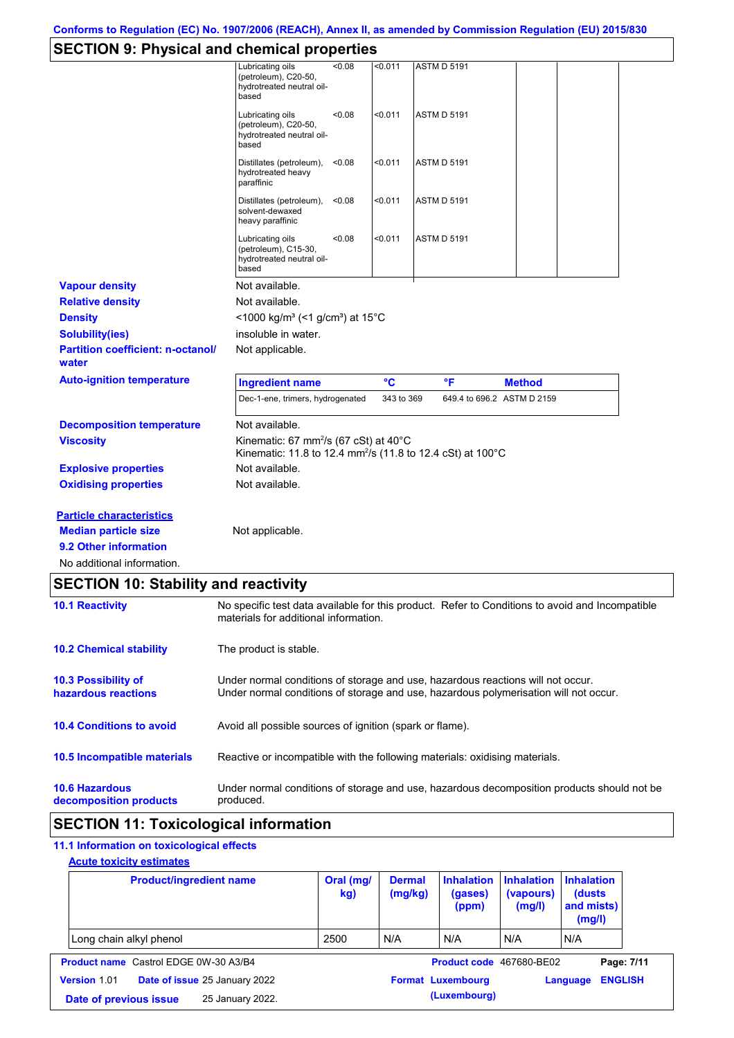## SECTION 9: Physical and chemical properties

| | | | | | |
|---|---|---|---|---|---|
| Lubricating oils (petroleum), C20-50, hydrotreated neutral oil-based | <0.08 | <0.011 | ASTM D 5191 | | |
| Lubricating oils (petroleum), C20-50, hydrotreated neutral oil-based | <0.08 | <0.011 | ASTM D 5191 | | |
| Distillates (petroleum), hydrotreated heavy paraffinic | <0.08 | <0.011 | ASTM D 5191 | | |
| Distillates (petroleum), solvent-dewaxed heavy paraffinic | <0.08 | <0.011 | ASTM D 5191 | | |
| Lubricating oils (petroleum), C15-30, hydrotreated neutral oil-based | <0.08 | <0.011 | ASTM D 5191 | | |

**Vapour density** Not available.

**Relative density** Not available.

**Density** <1000 kg/m³ (<1 g/cm³) at 15°C

**Solubility(ies)** insoluble in water.

**Partition coefficient: n-octanol/water** Not applicable.

**Auto-ignition temperature**

| Ingredient name | °C | °F | Method |
|---|---|---|---|
| Dec-1-ene, trimers, hydrogenated | 343 to 369 | 649.4 to 696.2 | ASTM D 2159 |

**Decomposition temperature** Not available.

**Viscosity** Kinematic: 67 mm²/s (67 cSt) at 40°C
Kinematic: 11.8 to 12.4 mm²/s (11.8 to 12.4 cSt) at 100°C

**Explosive properties** Not available.

**Oxidising properties** Not available.

**Particle characteristics**

**Median particle size** Not applicable.

**9.2 Other information**

No additional information.

## SECTION 10: Stability and reactivity

**10.1 Reactivity** No specific test data available for this product. Refer to Conditions to avoid and Incompatible materials for additional information.

**10.2 Chemical stability** The product is stable.

**10.3 Possibility of hazardous reactions** Under normal conditions of storage and use, hazardous reactions will not occur.
Under normal conditions of storage and use, hazardous polymerisation will not occur.

**10.4 Conditions to avoid** Avoid all possible sources of ignition (spark or flame).

**10.5 Incompatible materials** Reactive or incompatible with the following materials: oxidising materials.

**10.6 Hazardous decomposition products** Under normal conditions of storage and use, hazardous decomposition products should not be produced.

## SECTION 11: Toxicological information

**11.1 Information on toxicological effects**

**Acute toxicity estimates**

| Product/ingredient name | Oral (mg/kg) | Dermal (mg/kg) | Inhalation (gases) (ppm) | Inhalation (vapours) (mg/l) | Inhalation (dusts and mists) (mg/l) |
|---|---|---|---|---|---|
| Long chain alkyl phenol | 2500 | N/A | N/A | N/A | N/A |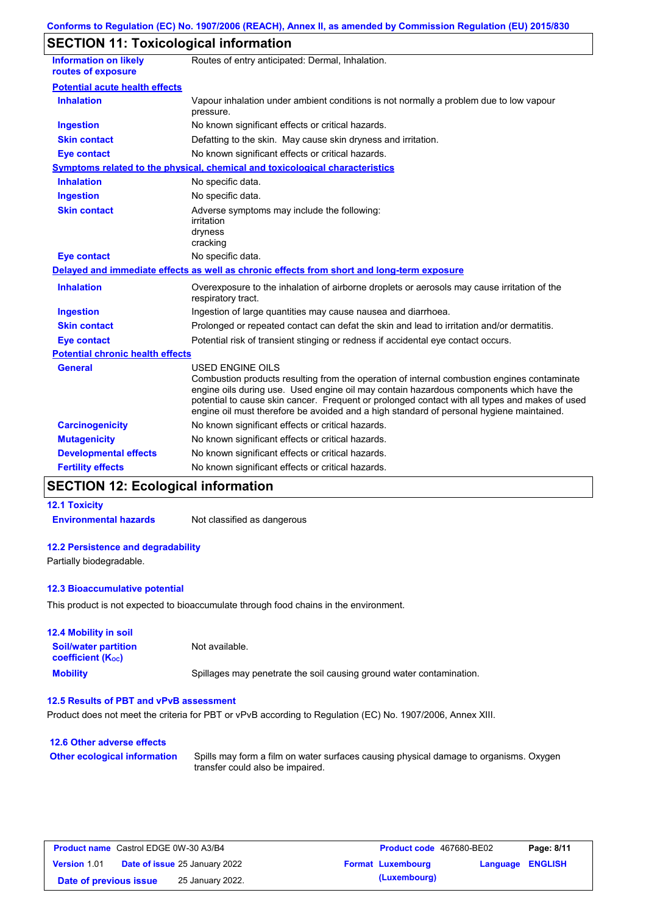Conforms to Regulation (EC) No. 1907/2006 (REACH), Annex II, as amended by Commission Regulation (EU) 2015/830

## SECTION 11: Toxicological information

| | |
|---|---|
| **Information on likely routes of exposure** | Routes of entry anticipated: Dermal, Inhalation. |

**Potential acute health effects**

| | |
|---|---|
| **Inhalation** | Vapour inhalation under ambient conditions is not normally a problem due to low vapour pressure. |
| **Ingestion** | No known significant effects or critical hazards. |
| **Skin contact** | Defatting to the skin. May cause skin dryness and irritation. |
| **Eye contact** | No known significant effects or critical hazards. |

**Symptoms related to the physical, chemical and toxicological characteristics**

| | |
|---|---|
| **Inhalation** | No specific data. |
| **Ingestion** | No specific data. |
| **Skin contact** | Adverse symptoms may include the following: irritation dryness cracking |
| **Eye contact** | No specific data. |

**Delayed and immediate effects as well as chronic effects from short and long-term exposure**

| | |
|---|---|
| **Inhalation** | Overexposure to the inhalation of airborne droplets or aerosols may cause irritation of the respiratory tract. |
| **Ingestion** | Ingestion of large quantities may cause nausea and diarrhoea. |
| **Skin contact** | Prolonged or repeated contact can defat the skin and lead to irritation and/or dermatitis. |
| **Eye contact** | Potential risk of transient stinging or redness if accidental eye contact occurs. |

**Potential chronic health effects**

| | |
|---|---|
| **General** | USED ENGINE OILS<br>Combustion products resulting from the operation of internal combustion engines contaminate engine oils during use. Used engine oil may contain hazardous components which have the potential to cause skin cancer. Frequent or prolonged contact with all types and makes of used engine oil must therefore be avoided and a high standard of personal hygiene maintained. |
| **Carcinogenicity** | No known significant effects or critical hazards. |
| **Mutagenicity** | No known significant effects or critical hazards. |
| **Developmental effects** | No known significant effects or critical hazards. |
| **Fertility effects** | No known significant effects or critical hazards. |

## SECTION 12: Ecological information

### 12.1 Toxicity

| | |
|---|---|
| **Environmental hazards** | Not classified as dangerous |

### 12.2 Persistence and degradability

Partially biodegradable.

### 12.3 Bioaccumulative potential

This product is not expected to bioaccumulate through food chains in the environment.

### 12.4 Mobility in soil

| | |
|---|---|
| **Soil/water partition coefficient ($K_{OC}$)** | Not available. |
| **Mobility** | Spillages may penetrate the soil causing ground water contamination. |

### 12.5 Results of PBT and vPvB assessment

Product does not meet the criteria for PBT or vPvB according to Regulation (EC) No. 1907/2006, Annex XIII.

### 12.6 Other adverse effects

| | |
|---|---|
| **Other ecological information** | Spills may form a film on water surfaces causing physical damage to organisms. Oxygen transfer could also be impaired. |

| | | | |
|---|---|---|---|
| **Product name** Castrol EDGE 0W-30 A3/B4 | | **Product code** 467680-BE02 | |
| **Version** 1.01 | **Date of issue** 25 January 2022 | **Format** Luxembourg (Luxembourg) | **Language** ENGLISH |
| **Date of previous issue** | 25 January 2022. | | |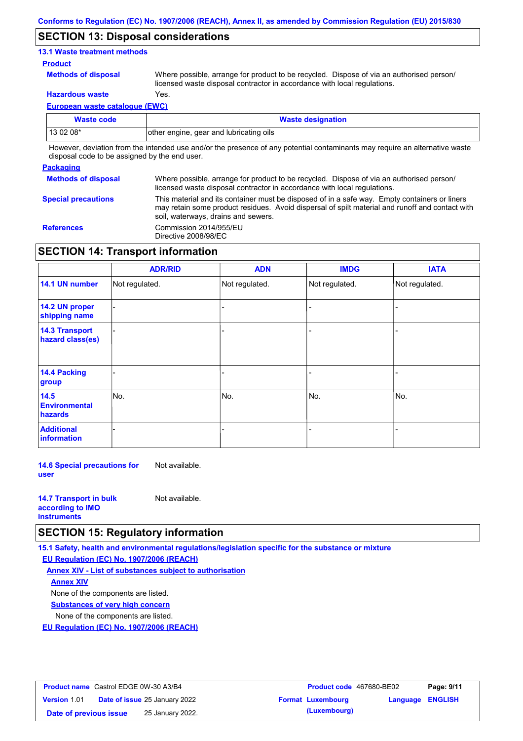## SECTION 13: Disposal considerations

### 13.1 Waste treatment methods

**Product**

**Methods of disposal** — Where possible, arrange for product to be recycled. Dispose of via an authorised person/ licensed waste disposal contractor in accordance with local regulations.

**Hazardous waste** — Yes.

**European waste catalogue (EWC)**

| Waste code | Waste designation |
|---|---|
| 13 02 08* | other engine, gear and lubricating oils |

However, deviation from the intended use and/or the presence of any potential contaminants may require an alternative waste disposal code to be assigned by the end user.

**Packaging**

**Methods of disposal** — Where possible, arrange for product to be recycled. Dispose of via an authorised person/ licensed waste disposal contractor in accordance with local regulations.

**Special precautions** — This material and its container must be disposed of in a safe way. Empty containers or liners may retain some product residues. Avoid dispersal of spilt material and runoff and contact with soil, waterways, drains and sewers.

**References** — Commission 2014/955/EU
Directive 2008/98/EC

## SECTION 14: Transport information

| | ADR/RID | ADN | IMDG | IATA |
|---|---|---|---|---|
| **14.1 UN number** | Not regulated. | Not regulated. | Not regulated. | Not regulated. |
| **14.2 UN proper shipping name** | - | - | - | - |
| **14.3 Transport hazard class(es)** | - | - | - | - |
| **14.4 Packing group** | - | - | - | - |
| **14.5 Environmental hazards** | No. | No. | No. | No. |
| **Additional information** | - | - | - | - |

**14.6 Special precautions for user** — Not available.

**14.7 Transport in bulk according to IMO instruments** — Not available.

## SECTION 15: Regulatory information

### 15.1 Safety, health and environmental regulations/legislation specific for the substance or mixture

**EU Regulation (EC) No. 1907/2006 (REACH)**

**Annex XIV - List of substances subject to authorisation**

**Annex XIV**

None of the components are listed.

**Substances of very high concern**

None of the components are listed.

**EU Regulation (EC) No. 1907/2006 (REACH)**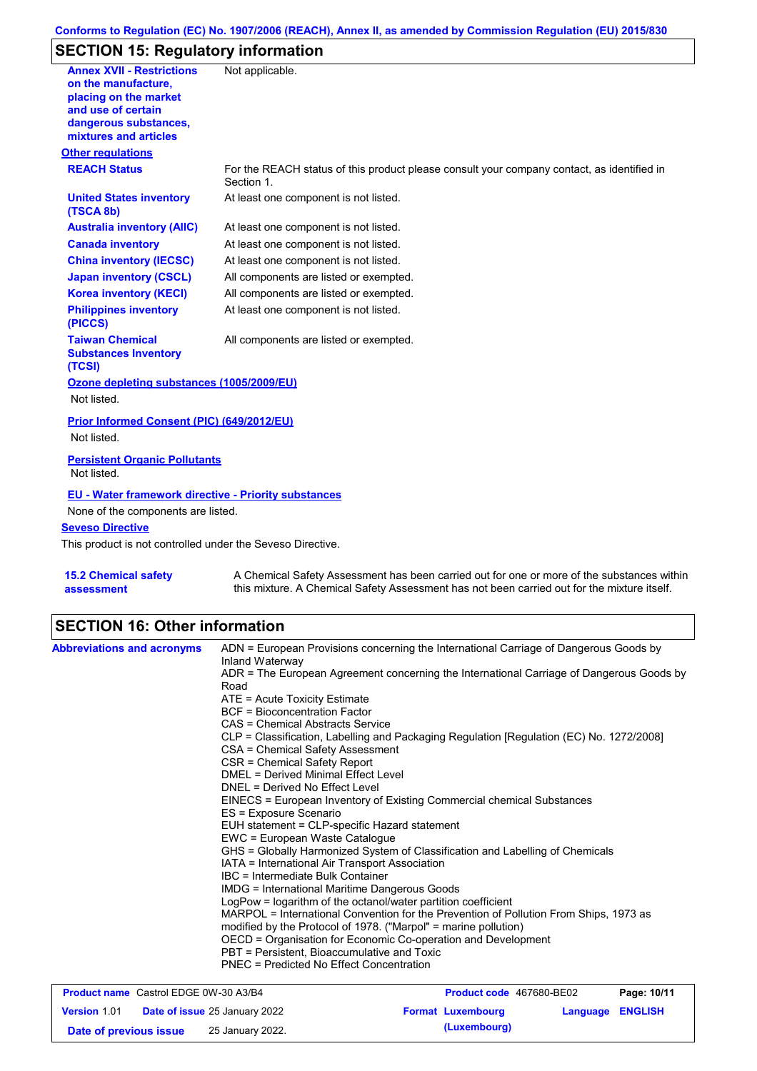## SECTION 15: Regulatory information

| | |
|---|---|
| **Annex XVII - Restrictions on the manufacture, placing on the market and use of certain dangerous substances, mixtures and articles** | Not applicable. |

**Other regulations**

| | |
|---|---|
| **REACH Status** | For the REACH status of this product please consult your company contact, as identified in Section 1. |
| **United States inventory (TSCA 8b)** | At least one component is not listed. |
| **Australia inventory (AIIC)** | At least one component is not listed. |
| **Canada inventory** | At least one component is not listed. |
| **China inventory (IECSC)** | At least one component is not listed. |
| **Japan inventory (CSCL)** | All components are listed or exempted. |
| **Korea inventory (KECI)** | All components are listed or exempted. |
| **Philippines inventory (PICCS)** | At least one component is not listed. |
| **Taiwan Chemical Substances Inventory (TCSI)** | All components are listed or exempted. |

**Ozone depleting substances (1005/2009/EU)**

Not listed.

**Prior Informed Consent (PIC) (649/2012/EU)**

Not listed.

**Persistent Organic Pollutants**

Not listed.

**EU - Water framework directive - Priority substances**

None of the components are listed.

**Seveso Directive**

This product is not controlled under the Seveso Directive.

**15.2 Chemical safety assessment**

A Chemical Safety Assessment has been carried out for one or more of the substances within this mixture. A Chemical Safety Assessment has not been carried out for the mixture itself.

## SECTION 16: Other information

**Abbreviations and acronyms**

ADN = European Provisions concerning the International Carriage of Dangerous Goods by Inland Waterway
ADR = The European Agreement concerning the International Carriage of Dangerous Goods by Road
ATE = Acute Toxicity Estimate
BCF = Bioconcentration Factor
CAS = Chemical Abstracts Service
CLP = Classification, Labelling and Packaging Regulation [Regulation (EC) No. 1272/2008]
CSA = Chemical Safety Assessment
CSR = Chemical Safety Report
DMEL = Derived Minimal Effect Level
DNEL = Derived No Effect Level
EINECS = European Inventory of Existing Commercial chemical Substances
ES = Exposure Scenario
EUH statement = CLP-specific Hazard statement
EWC = European Waste Catalogue
GHS = Globally Harmonized System of Classification and Labelling of Chemicals
IATA = International Air Transport Association
IBC = Intermediate Bulk Container
IMDG = International Maritime Dangerous Goods
LogPow = logarithm of the octanol/water partition coefficient
MARPOL = International Convention for the Prevention of Pollution From Ships, 1973 as modified by the Protocol of 1978. ("Marpol" = marine pollution)
OECD = Organisation for Economic Co-operation and Development
PBT = Persistent, Bioaccumulative and Toxic
PNEC = Predicted No Effect Concentration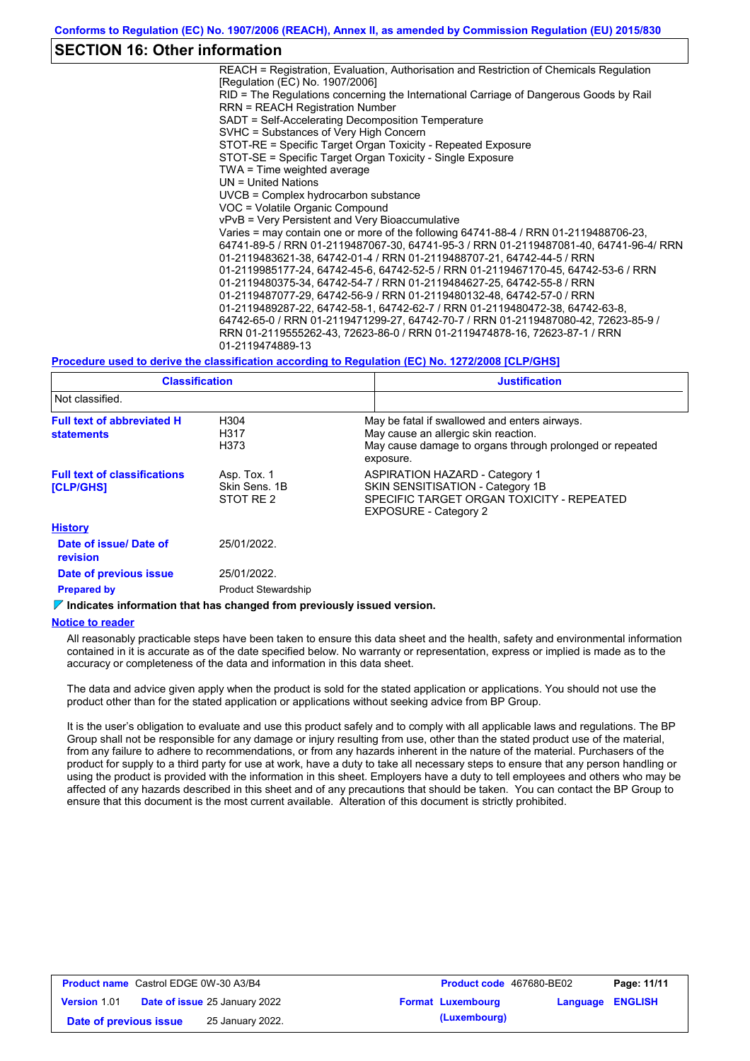## SECTION 16: Other information

REACH = Registration, Evaluation, Authorisation and Restriction of Chemicals Regulation [Regulation (EC) No. 1907/2006]
RID = The Regulations concerning the International Carriage of Dangerous Goods by Rail
RRN = REACH Registration Number
SADT = Self-Accelerating Decomposition Temperature
SVHC = Substances of Very High Concern
STOT-RE = Specific Target Organ Toxicity - Repeated Exposure
STOT-SE = Specific Target Organ Toxicity - Single Exposure
TWA = Time weighted average
UN = United Nations
UVCB = Complex hydrocarbon substance
VOC = Volatile Organic Compound
vPvB = Very Persistent and Very Bioaccumulative
Varies = may contain one or more of the following 64741-88-4 / RRN 01-2119488706-23, 64741-89-5 / RRN 01-2119487067-30, 64741-95-3 / RRN 01-2119487081-40, 64741-96-4/ RRN 01-2119483621-38, 64742-01-4 / RRN 01-2119488707-21, 64742-44-5 / RRN 01-2119985177-24, 64742-45-6, 64742-52-5 / RRN 01-2119467170-45, 64742-53-6 / RRN 01-2119480375-34, 64742-54-7 / RRN 01-2119484627-25, 64742-55-8 / RRN 01-2119487077-29, 64742-56-9 / RRN 01-2119480132-48, 64742-57-0 / RRN 01-2119489287-22, 64742-58-1, 64742-62-7 / RRN 01-2119480472-38, 64742-63-8, 64742-65-0 / RRN 01-2119471299-27, 64742-70-7 / RRN 01-2119487080-42, 72623-85-9 / RRN 01-2119555262-43, 72623-86-0 / RRN 01-2119474878-16, 72623-87-1 / RRN 01-2119474889-13

**Procedure used to derive the classification according to Regulation (EC) No. 1272/2008 [CLP/GHS]**

| Classification | Justification |
|---|---|
| Not classified. | |

| | | |
|---|---|---|
| **Full text of abbreviated H statements** | H304<br>H317<br>H373 | May be fatal if swallowed and enters airways.<br>May cause an allergic skin reaction.<br>May cause damage to organs through prolonged or repeated exposure. |
| **Full text of classifications [CLP/GHS]** | Asp. Tox. 1<br>Skin Sens. 1B<br>STOT RE 2 | ASPIRATION HAZARD - Category 1<br>SKIN SENSITISATION - Category 1B<br>SPECIFIC TARGET ORGAN TOXICITY - REPEATED EXPOSURE - Category 2 |

**History**

| | |
|---|---|
| **Date of issue/ Date of revision** | 25/01/2022. |
| **Date of previous issue** | 25/01/2022. |
| **Prepared by** | Product Stewardship |

**Indicates information that has changed from previously issued version.**

**Notice to reader**

All reasonably practicable steps have been taken to ensure this data sheet and the health, safety and environmental information contained in it is accurate as of the date specified below. No warranty or representation, express or implied is made as to the accuracy or completeness of the data and information in this data sheet.

The data and advice given apply when the product is sold for the stated application or applications. You should not use the product other than for the stated application or applications without seeking advice from BP Group.

It is the user's obligation to evaluate and use this product safely and to comply with all applicable laws and regulations. The BP Group shall not be responsible for any damage or injury resulting from use, other than the stated product use of the material, from any failure to adhere to recommendations, or from any hazards inherent in the nature of the material. Purchasers of the product for supply to a third party for use at work, have a duty to take all necessary steps to ensure that any person handling or using the product is provided with the information in this sheet. Employers have a duty to tell employees and others who may be affected of any hazards described in this sheet and of any precautions that should be taken. You can contact the BP Group to ensure that this document is the most current available. Alteration of this document is strictly prohibited.